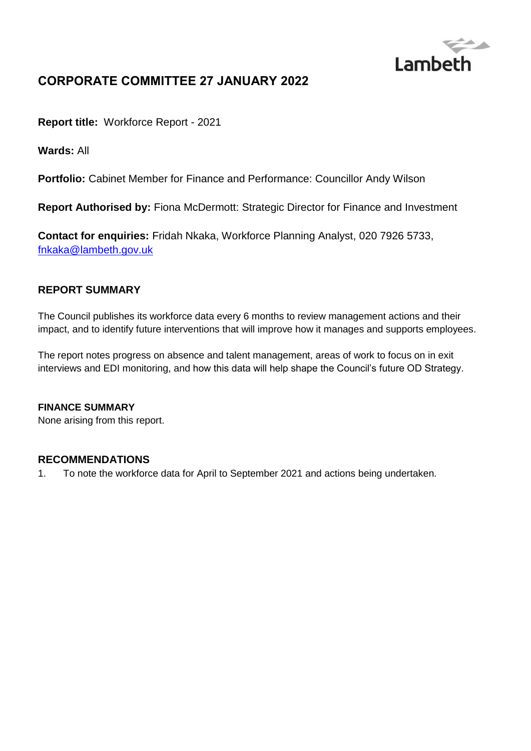Lambeth

# CORPORATE COMMITTEE 27 JANUARY 2022

**Report title:** Workforce Report - 2021

**Wards:** All

**Portfolio:** Cabinet Member for Finance and Performance: Councillor Andy Wilson

**Report Authorised by:** Fiona McDermott: Strategic Director for Finance and Investment

**Contact for enquiries:** Fridah Nkaka, Workforce Planning Analyst, 020 7926 5733, fnkaka@lambeth.gov.uk

## REPORT SUMMARY

The Council publishes its workforce data every 6 months to review management actions and their impact, and to identify future interventions that will improve how it manages and supports employees.

The report notes progress on absence and talent management, areas of work to focus on in exit interviews and EDI monitoring, and how this data will help shape the Council's future OD Strategy.

### FINANCE SUMMARY

None arising from this report.

## RECOMMENDATIONS

1. To note the workforce data for April to September 2021 and actions being undertaken.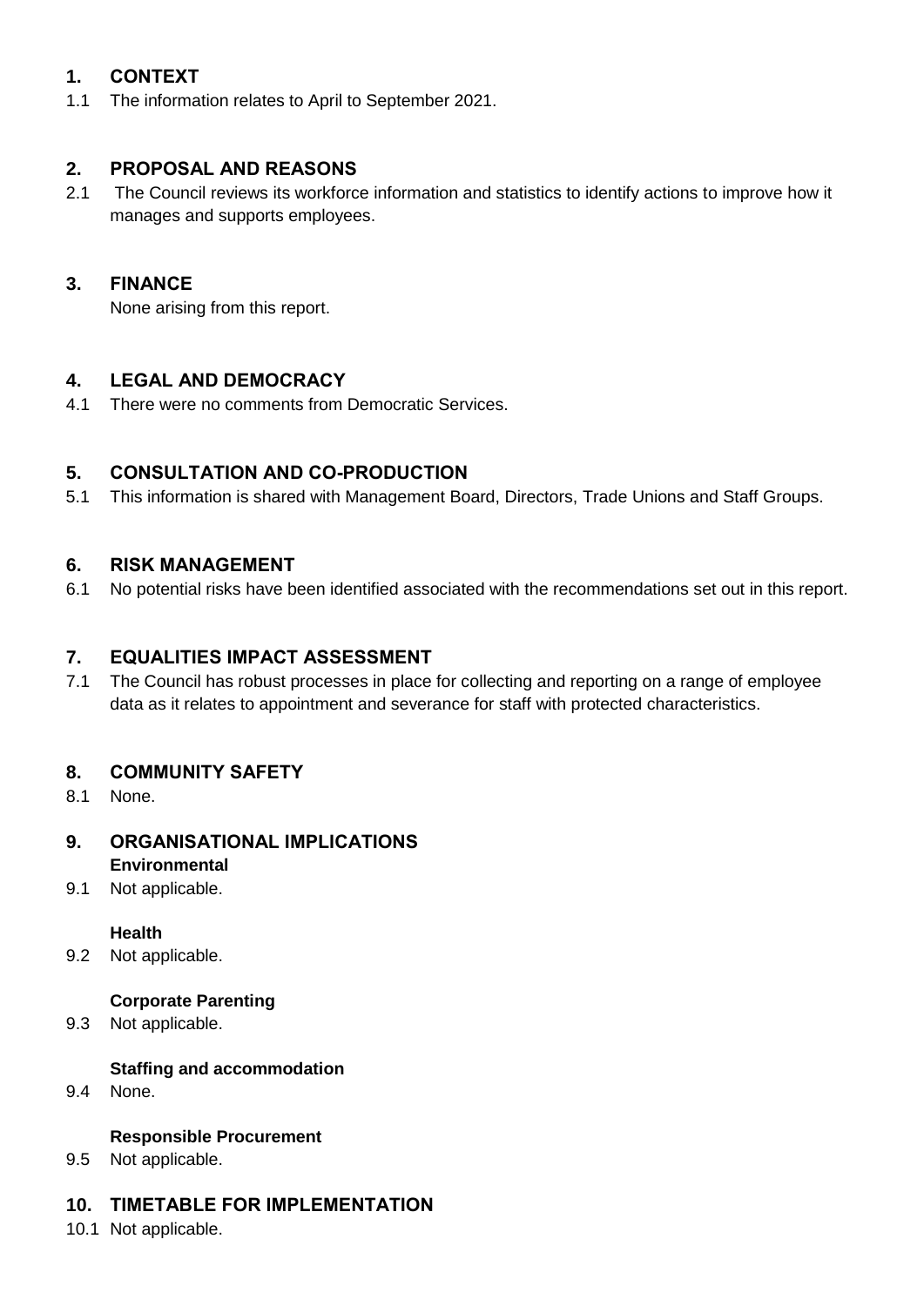## 1. CONTEXT

1.1 The information relates to April to September 2021.

## 2. PROPOSAL AND REASONS

2.1 The Council reviews its workforce information and statistics to identify actions to improve how it manages and supports employees.

## 3. FINANCE

None arising from this report.

## 4. LEGAL AND DEMOCRACY

4.1 There were no comments from Democratic Services.

## 5. CONSULTATION AND CO-PRODUCTION

5.1 This information is shared with Management Board, Directors, Trade Unions and Staff Groups.

## 6. RISK MANAGEMENT

6.1 No potential risks have been identified associated with the recommendations set out in this report.

## 7. EQUALITIES IMPACT ASSESSMENT

7.1 The Council has robust processes in place for collecting and reporting on a range of employee data as it relates to appointment and severance for staff with protected characteristics.

## 8. COMMUNITY SAFETY

8.1 None.

## 9. ORGANISATIONAL IMPLICATIONS

**Environmental**

9.1 Not applicable.

**Health**

9.2 Not applicable.

**Corporate Parenting**

9.3 Not applicable.

**Staffing and accommodation**

9.4 None.

**Responsible Procurement**

9.5 Not applicable.

## 10. TIMETABLE FOR IMPLEMENTATION

10.1 Not applicable.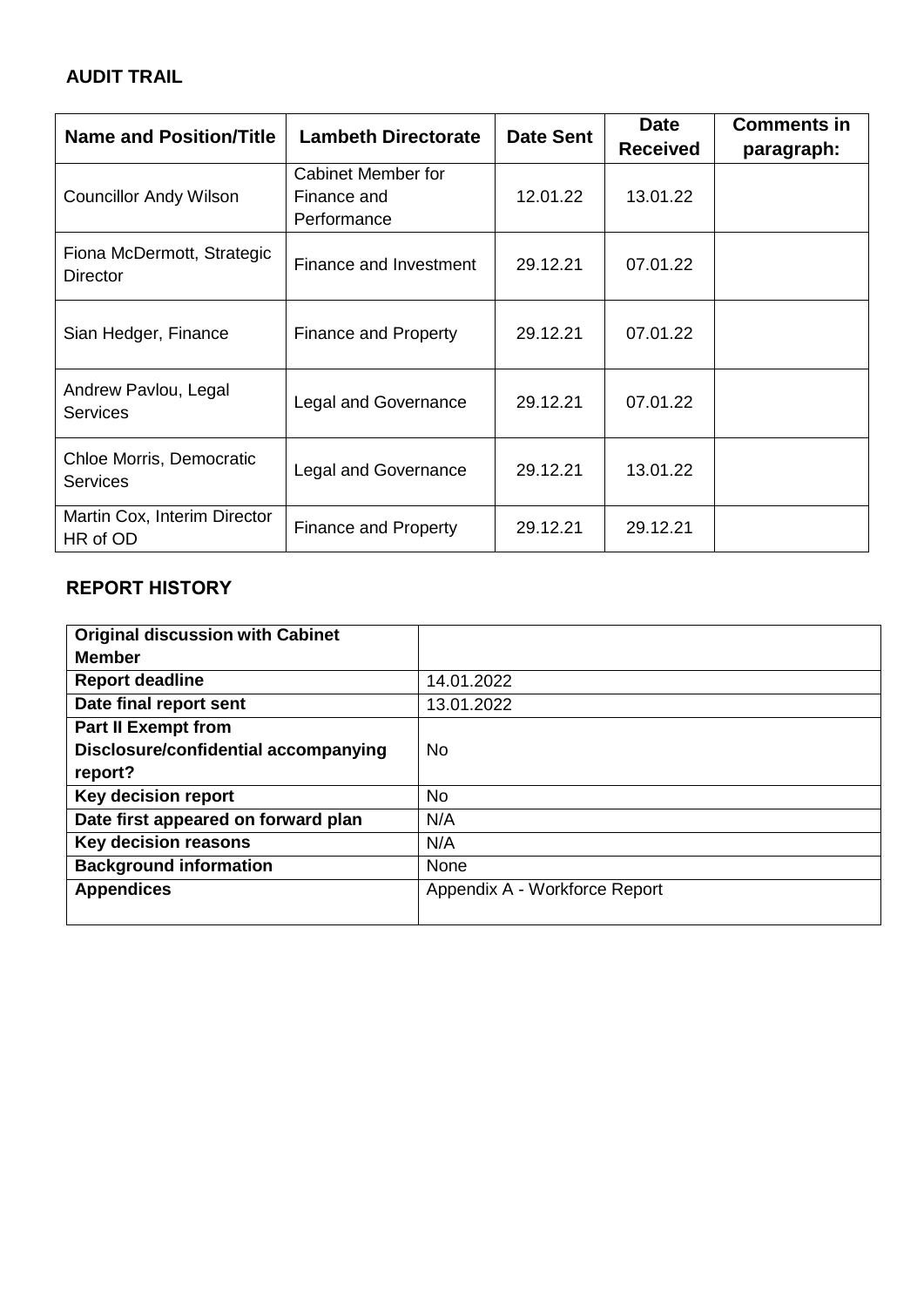## AUDIT TRAIL

| Name and Position/Title | Lambeth Directorate | Date Sent | Date Received | Comments in paragraph: |
|---|---|---|---|---|
| Councillor Andy Wilson | Cabinet Member for Finance and Performance | 12.01.22 | 13.01.22 | |
| Fiona McDermott, Strategic Director | Finance and Investment | 29.12.21 | 07.01.22 | |
| Sian Hedger, Finance | Finance and Property | 29.12.21 | 07.01.22 | |
| Andrew Pavlou, Legal Services | Legal and Governance | 29.12.21 | 07.01.22 | |
| Chloe Morris, Democratic Services | Legal and Governance | 29.12.21 | 13.01.22 | |
| Martin Cox, Interim Director HR of OD | Finance and Property | 29.12.21 | 29.12.21 | |

## REPORT HISTORY

| | |
|---|---|
| **Original discussion with Cabinet Member** | |
| **Report deadline** | 14.01.2022 |
| **Date final report sent** | 13.01.2022 |
| **Part II Exempt from Disclosure/confidential accompanying report?** | No |
| **Key decision report** | No |
| **Date first appeared on forward plan** | N/A |
| **Key decision reasons** | N/A |
| **Background information** | None |
| **Appendices** | Appendix A - Workforce Report |